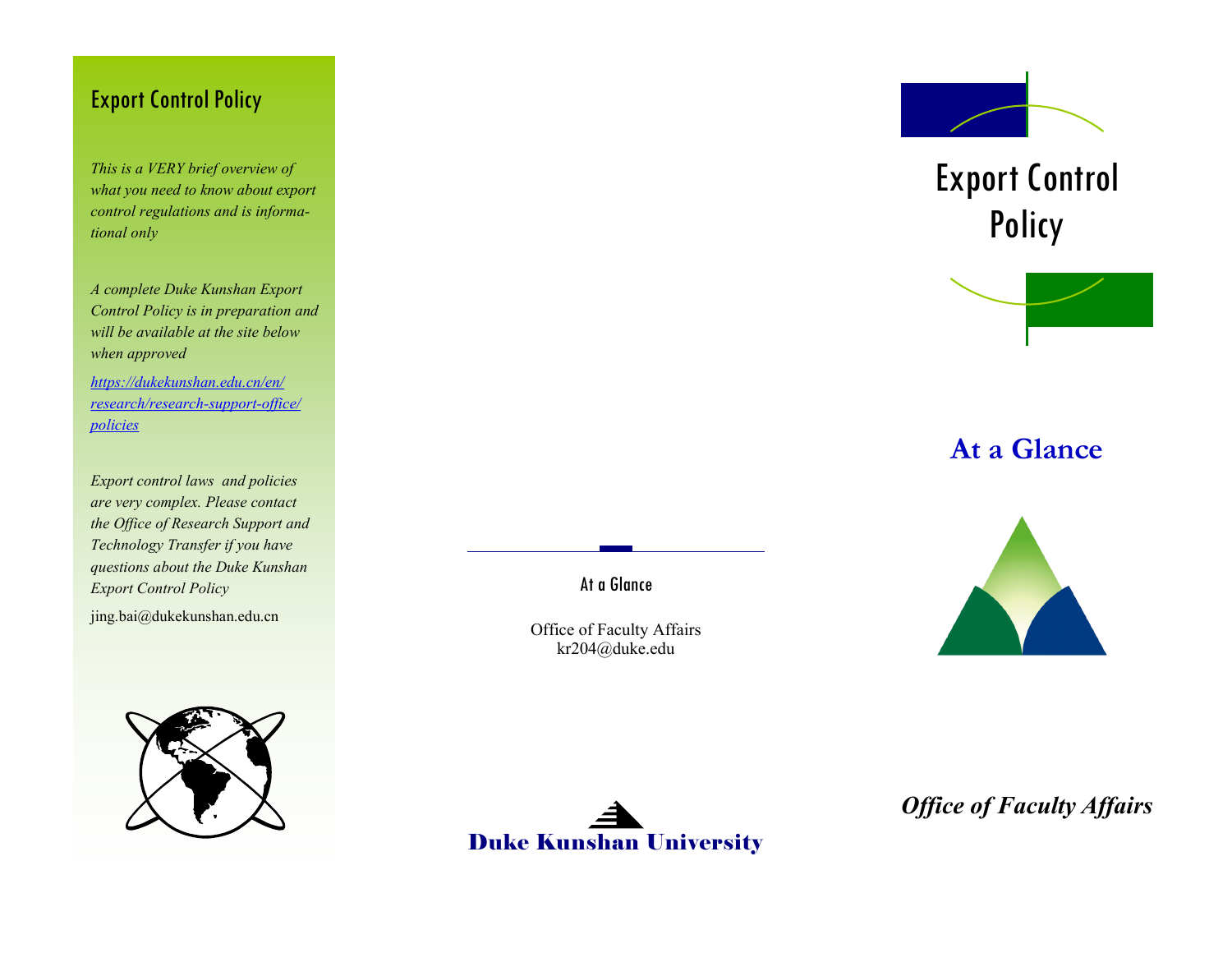## Export Control Policy

*This is a VERY brief overview of what you need to know about export control regulations and is informational only*

*A complete Duke Kunshan Export Control Policy is in preparation and will be available at the site below when approved*

[https://dukekunshan.edu.cn/en/research/research-support-office/policies](https://dukekunshan.edu.cn/en/research/research-support-office/policies)

*Export control laws and policies are very complex. Please contact the Office of Research Support and Technology Transfer if you have questions about the Duke Kunshan Export Control Policy*

jing.bai@dukekunshan.edu.cn

At a Glance

Office of Faculty Affairs
kr204@duke.edu

Duke Kunshan University

# Export Control Policy

## At a Glance

***Office of Faculty Affairs***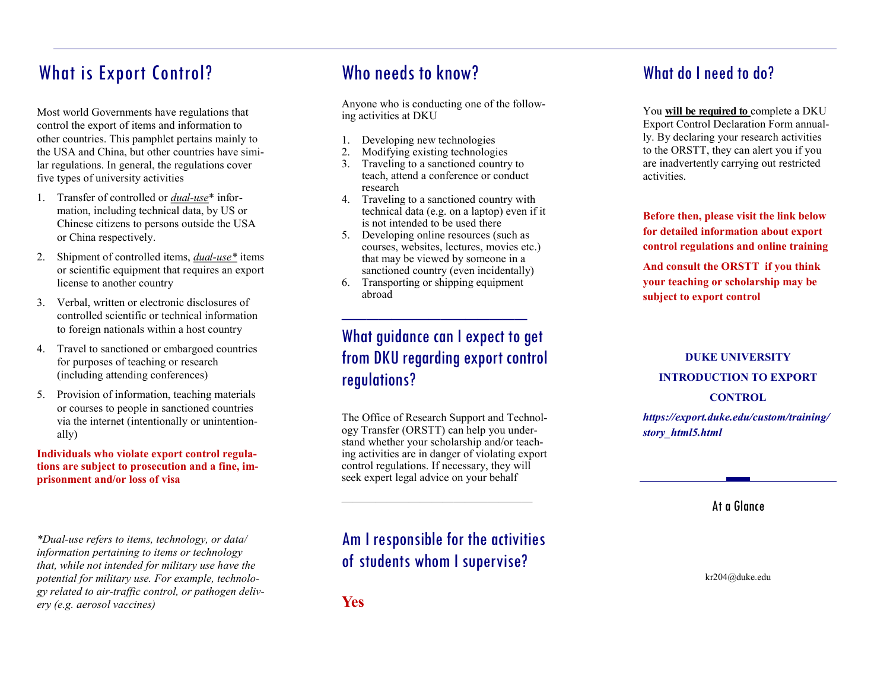## What is Export Control?

Most world Governments have regulations that control the export of items and information to other countries. This pamphlet pertains mainly to the USA and China, but other countries have similar regulations. In general, the regulations cover five types of university activities

1. Transfer of controlled or *dual-use** information, including technical data, by US or Chinese citizens to persons outside the USA or China respectively.
2. Shipment of controlled items, *dual-use** items or scientific equipment that requires an export license to another country
3. Verbal, written or electronic disclosures of controlled scientific or technical information to foreign nationals within a host country
4. Travel to sanctioned or embargoed countries for purposes of teaching or research (including attending conferences)
5. Provision of information, teaching materials or courses to people in sanctioned countries via the internet (intentionally or unintentionally)

**Individuals who violate export control regulations are subject to prosecution and a fine, imprisonment and/or loss of visa**

*\*Dual-use refers to items, technology, or data/ information pertaining to items or technology that, while not intended for military use have the potential for military use. For example, technology related to air-traffic control, or pathogen delivery (e.g. aerosol vaccines)*

## Who needs to know?

Anyone who is conducting one of the following activities at DKU

1. Developing new technologies
2. Modifying existing technologies
3. Traveling to a sanctioned country to teach, attend a conference or conduct research
4. Traveling to a sanctioned country with technical data (e.g. on a laptop) even if it is not intended to be used there
5. Developing online resources (such as courses, websites, lectures, movies etc.) that may be viewed by someone in a sanctioned country (even incidentally)
6. Transporting or shipping equipment abroad

## What guidance can I expect to get from DKU regarding export control regulations?

The Office of Research Support and Technology Transfer (ORSTT) can help you understand whether your scholarship and/or teaching activities are in danger of violating export control regulations. If necessary, they will seek expert legal advice on your behalf

## Am I responsible for the activities of students whom I supervise?

**Yes**

## What do I need to do?

You **will be required to** complete a DKU Export Control Declaration Form annually. By declaring your research activities to the ORSTT, they can alert you if you are inadvertently carrying out restricted activities.

**Before then, please visit the link below for detailed information about export control regulations and online training**

**And consult the ORSTT if you think your teaching or scholarship may be subject to export control**

**DUKE UNIVERSITY INTRODUCTION TO EXPORT CONTROL**

***https://export.duke.edu/custom/training/story_html5.html***

At a Glance

kr204@duke.edu